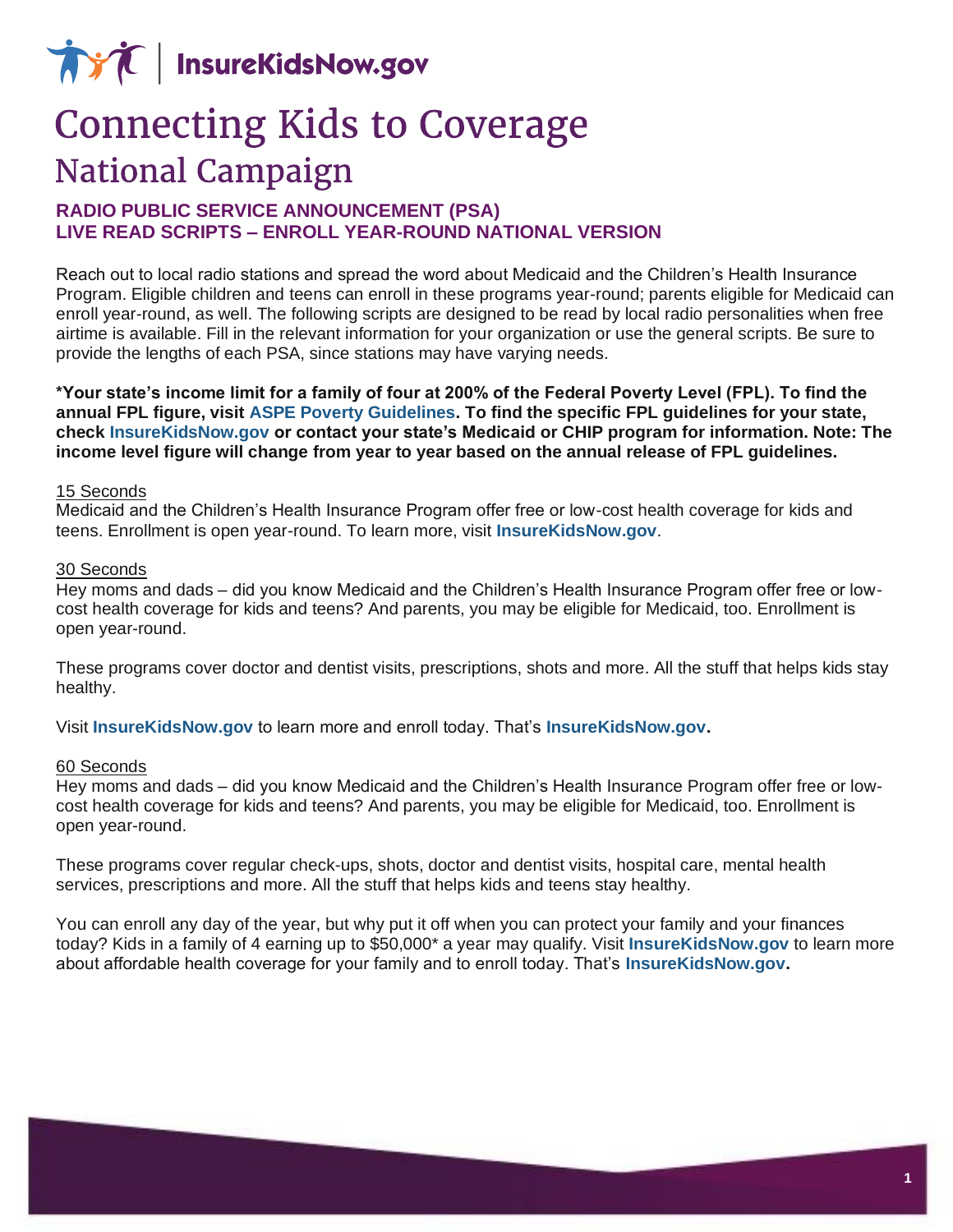InsureKidsNow.gov

# Connecting Kids to Coverage

## National Campaign

### RADIO PUBLIC SERVICE ANNOUNCEMENT (PSA)
### LIVE READ SCRIPTS – ENROLL YEAR-ROUND NATIONAL VERSION

Reach out to local radio stations and spread the word about Medicaid and the Children's Health Insurance Program. Eligible children and teens can enroll in these programs year-round; parents eligible for Medicaid can enroll year-round, as well. The following scripts are designed to be read by local radio personalities when free airtime is available. Fill in the relevant information for your organization or use the general scripts. Be sure to provide the lengths of each PSA, since stations may have varying needs.

**\*Your state's income limit for a family of four at 200% of the Federal Poverty Level (FPL). To find the annual FPL figure, visit ASPE Poverty Guidelines. To find the specific FPL guidelines for your state, check InsureKidsNow.gov or contact your state's Medicaid or CHIP program for information. Note: The income level figure will change from year to year based on the annual release of FPL guidelines.**

<u>15 Seconds</u>

Medicaid and the Children's Health Insurance Program offer free or low-cost health coverage for kids and teens. Enrollment is open year-round. To learn more, visit **InsureKidsNow.gov**.

<u>30 Seconds</u>

Hey moms and dads – did you know Medicaid and the Children's Health Insurance Program offer free or low-cost health coverage for kids and teens? And parents, you may be eligible for Medicaid, too. Enrollment is open year-round.

These programs cover doctor and dentist visits, prescriptions, shots and more. All the stuff that helps kids stay healthy.

Visit **InsureKidsNow.gov** to learn more and enroll today. That's **InsureKidsNow.gov.**

<u>60 Seconds</u>

Hey moms and dads – did you know Medicaid and the Children's Health Insurance Program offer free or low-cost health coverage for kids and teens? And parents, you may be eligible for Medicaid, too. Enrollment is open year-round.

These programs cover regular check-ups, shots, doctor and dentist visits, hospital care, mental health services, prescriptions and more. All the stuff that helps kids and teens stay healthy.

You can enroll any day of the year, but why put it off when you can protect your family and your finances today? Kids in a family of 4 earning up to $50,000* a year may qualify. Visit **InsureKidsNow.gov** to learn more about affordable health coverage for your family and to enroll today. That's **InsureKidsNow.gov.**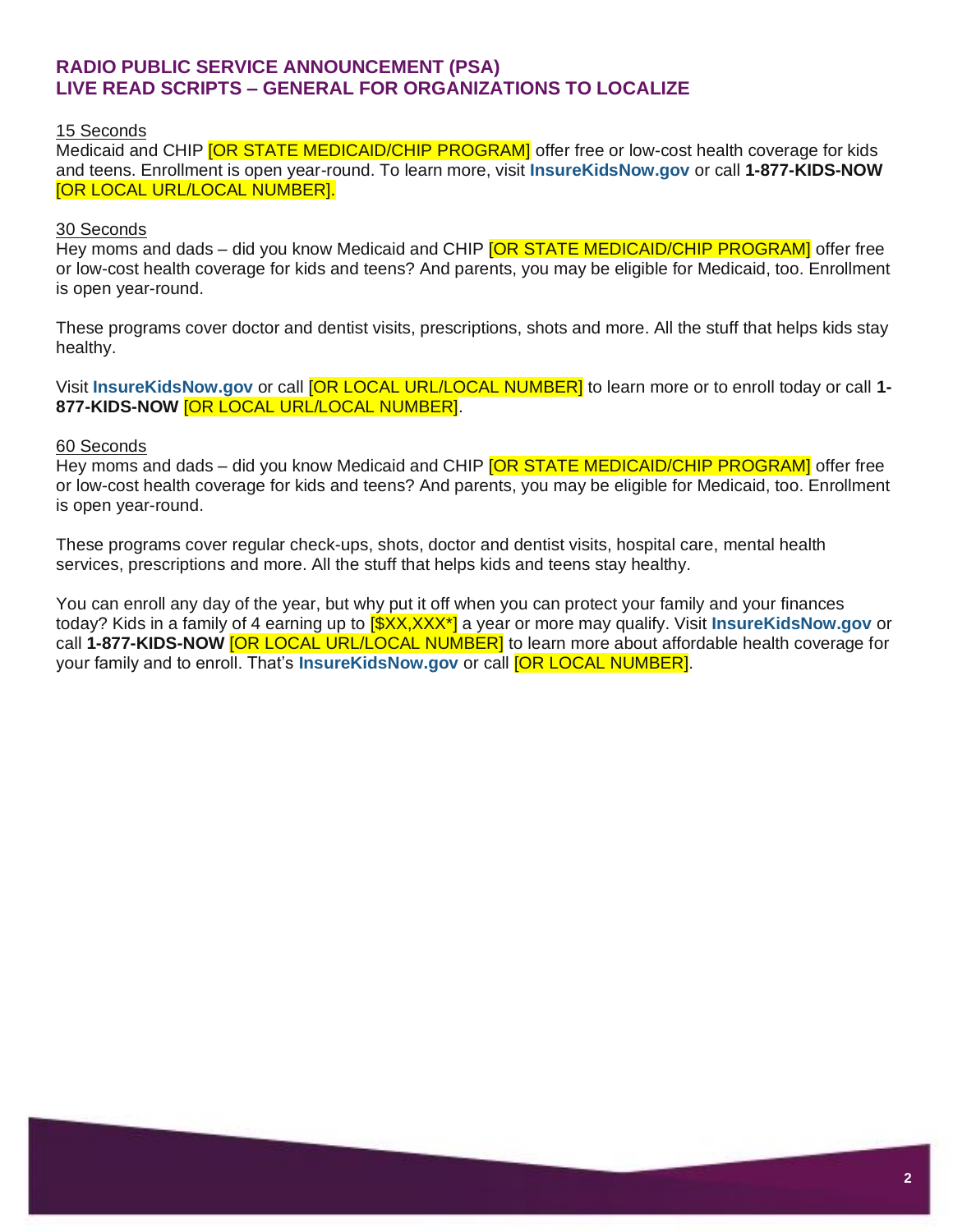## RADIO PUBLIC SERVICE ANNOUNCEMENT (PSA)
## LIVE READ SCRIPTS – GENERAL FOR ORGANIZATIONS TO LOCALIZE

15 Seconds

Medicaid and CHIP [OR STATE MEDICAID/CHIP PROGRAM] offer free or low-cost health coverage for kids and teens. Enrollment is open year-round. To learn more, visit **InsureKidsNow.gov** or call **1-877-KIDS-NOW** [OR LOCAL URL/LOCAL NUMBER].

30 Seconds

Hey moms and dads – did you know Medicaid and CHIP [OR STATE MEDICAID/CHIP PROGRAM] offer free or low-cost health coverage for kids and teens? And parents, you may be eligible for Medicaid, too. Enrollment is open year-round.

These programs cover doctor and dentist visits, prescriptions, shots and more. All the stuff that helps kids stay healthy.

Visit **InsureKidsNow.gov** or call [OR LOCAL URL/LOCAL NUMBER] to learn more or to enroll today or call **1-877-KIDS-NOW** [OR LOCAL URL/LOCAL NUMBER].

60 Seconds

Hey moms and dads – did you know Medicaid and CHIP [OR STATE MEDICAID/CHIP PROGRAM] offer free or low-cost health coverage for kids and teens? And parents, you may be eligible for Medicaid, too. Enrollment is open year-round.

These programs cover regular check-ups, shots, doctor and dentist visits, hospital care, mental health services, prescriptions and more. All the stuff that helps kids and teens stay healthy.

You can enroll any day of the year, but why put it off when you can protect your family and your finances today? Kids in a family of 4 earning up to [$XX,XXX*] a year or more may qualify. Visit **InsureKidsNow.gov** or call **1-877-KIDS-NOW** [OR LOCAL URL/LOCAL NUMBER] to learn more about affordable health coverage for your family and to enroll. That's **InsureKidsNow.gov** or call [OR LOCAL NUMBER].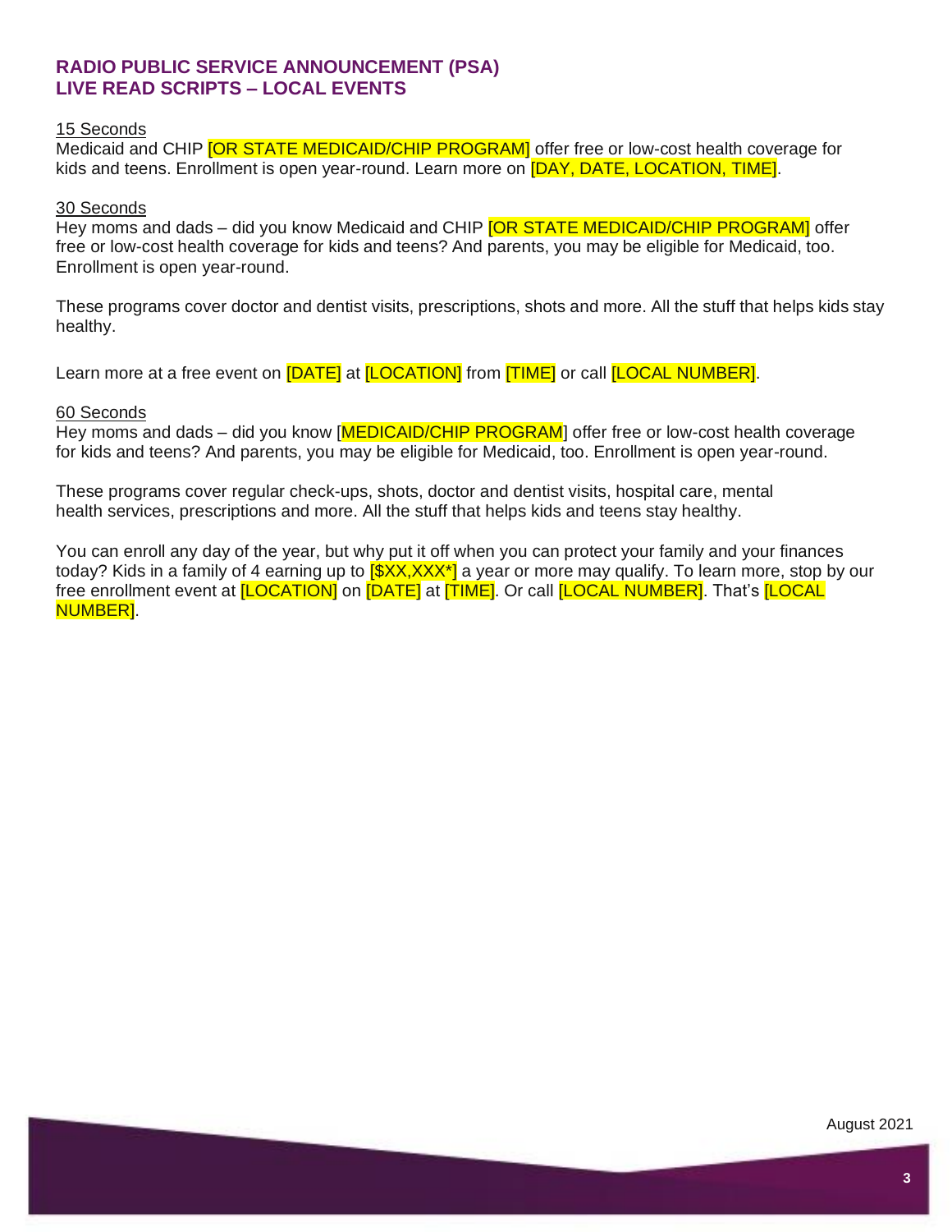## RADIO PUBLIC SERVICE ANNOUNCEMENT (PSA)
## LIVE READ SCRIPTS – LOCAL EVENTS

15 Seconds

Medicaid and CHIP [OR STATE MEDICAID/CHIP PROGRAM] offer free or low-cost health coverage for kids and teens. Enrollment is open year-round. Learn more on [DAY, DATE, LOCATION, TIME].

30 Seconds

Hey moms and dads – did you know Medicaid and CHIP [OR STATE MEDICAID/CHIP PROGRAM] offer free or low-cost health coverage for kids and teens? And parents, you may be eligible for Medicaid, too. Enrollment is open year-round.

These programs cover doctor and dentist visits, prescriptions, shots and more. All the stuff that helps kids stay healthy.

Learn more at a free event on [DATE] at [LOCATION] from [TIME] or call [LOCAL NUMBER].

60 Seconds

Hey moms and dads – did you know [MEDICAID/CHIP PROGRAM] offer free or low-cost health coverage for kids and teens? And parents, you may be eligible for Medicaid, too. Enrollment is open year-round.

These programs cover regular check-ups, shots, doctor and dentist visits, hospital care, mental health services, prescriptions and more. All the stuff that helps kids and teens stay healthy.

You can enroll any day of the year, but why put it off when you can protect your family and your finances today? Kids in a family of 4 earning up to [$XX,XXX*] a year or more may qualify. To learn more, stop by our free enrollment event at [LOCATION] on [DATE] at [TIME]. Or call [LOCAL NUMBER]. That's [LOCAL NUMBER].

August 2021